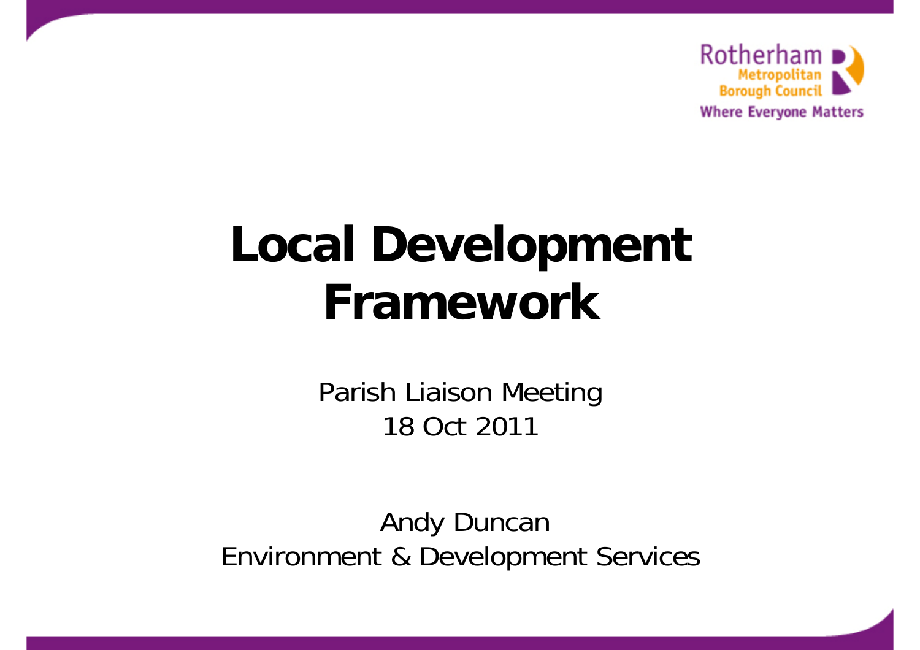Rotherham Metropolitan Borough Council

Where Everyone Matters

# Local Development Framework

Parish Liaison Meeting
18 Oct 2011

Andy Duncan
Environment & Development Services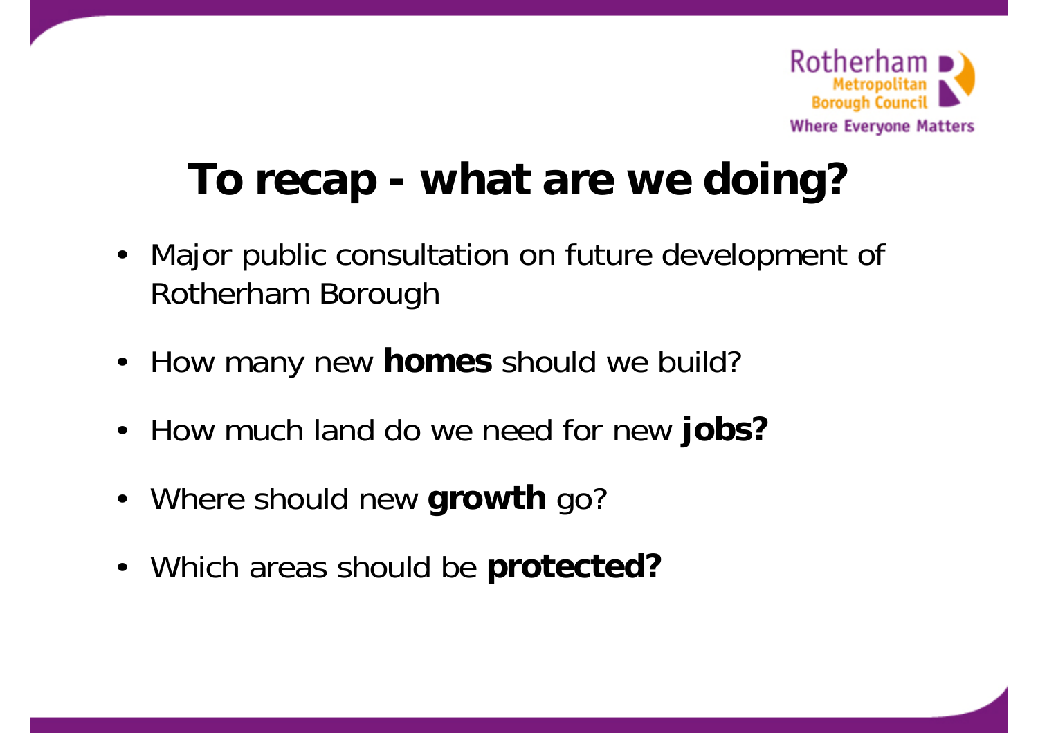# To recap - what are we doing?

- Major public consultation on future development of Rotherham Borough
- How many new **homes** should we build?
- How much land do we need for new **jobs?**
- Where should new **growth** go?
- Which areas should be **protected?**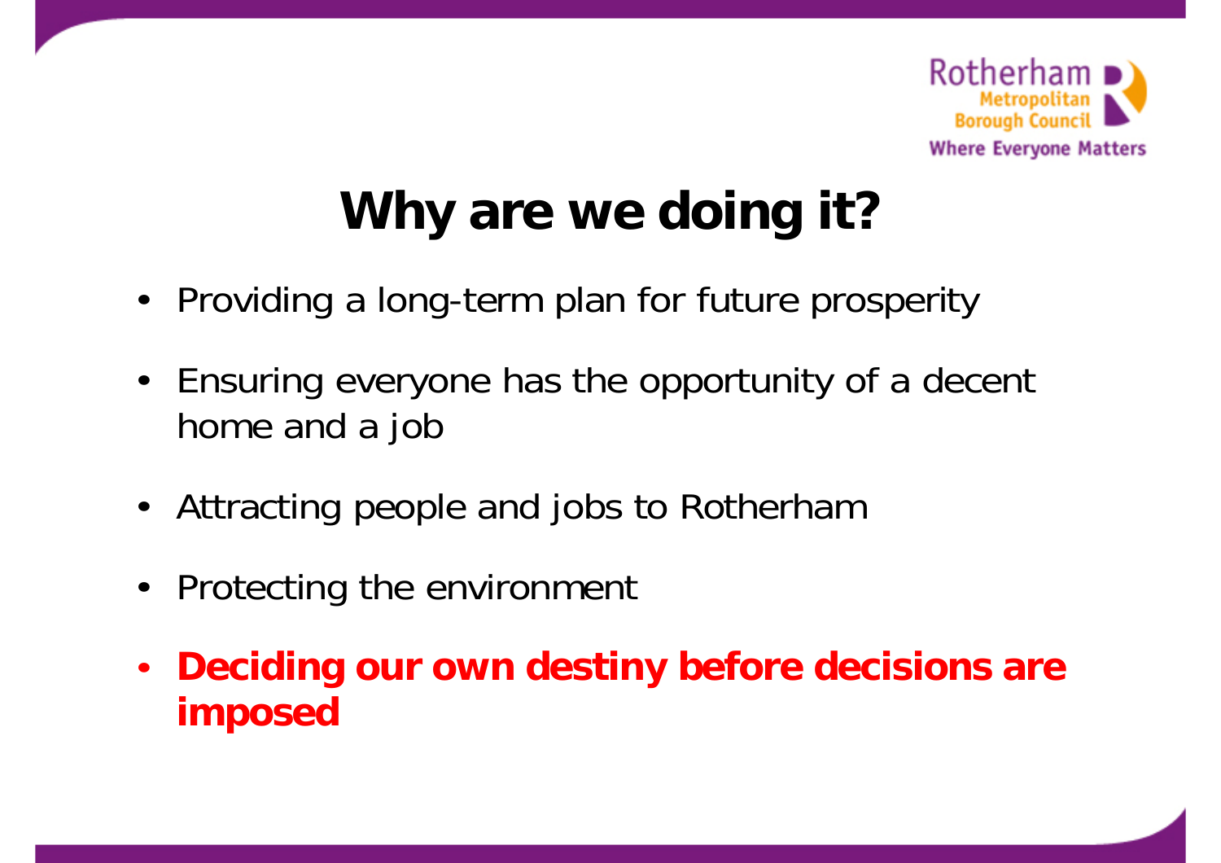# Why are we doing it?

- Providing a long-term plan for future prosperity
- Ensuring everyone has the opportunity of a decent home and a job
- Attracting people and jobs to Rotherham
- Protecting the environment
- **Deciding our own destiny before decisions are imposed**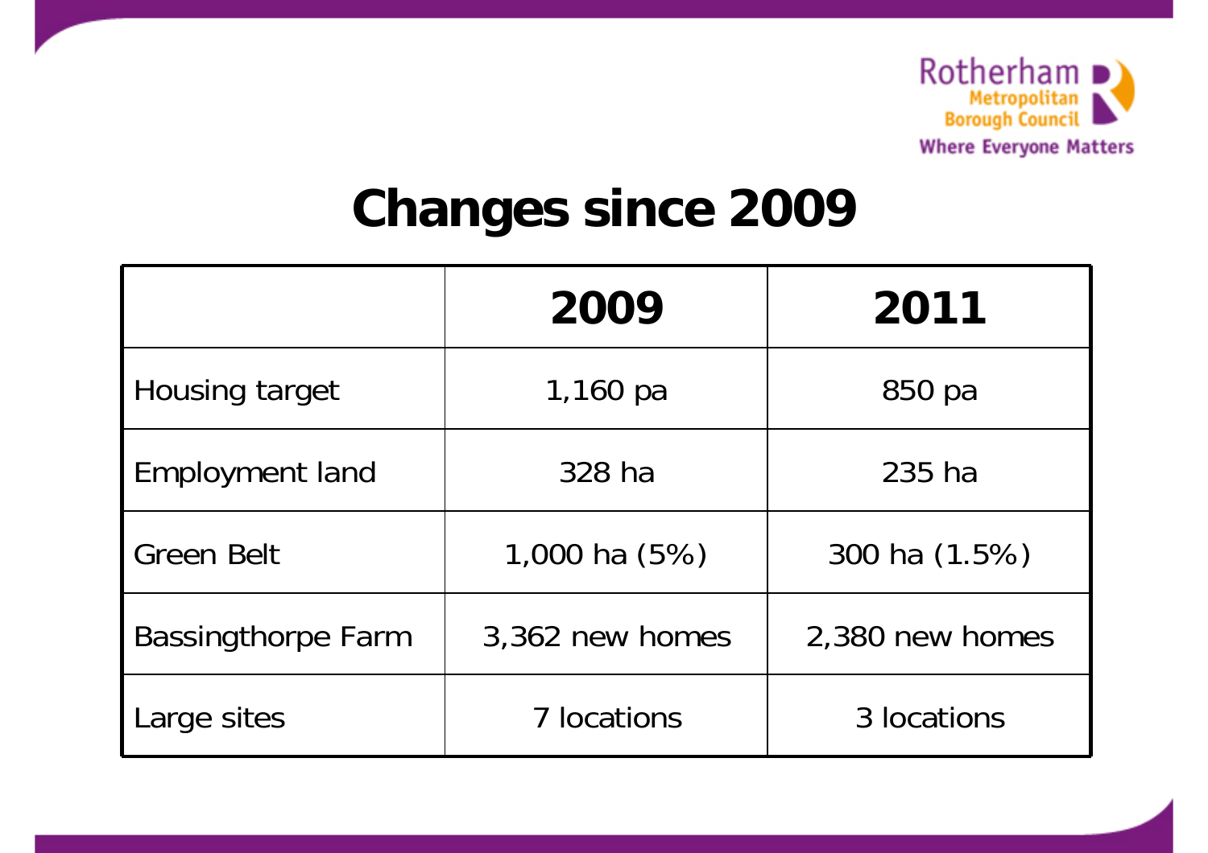# Changes since 2009

| | 2009 | 2011 |
|---|---|---|
| Housing target | 1,160 pa | 850 pa |
| Employment land | 328 ha | 235 ha |
| Green Belt | 1,000 ha (5%) | 300 ha (1.5%) |
| Bassingthorpe Farm | 3,362 new homes | 2,380 new homes |
| Large sites | 7 locations | 3 locations |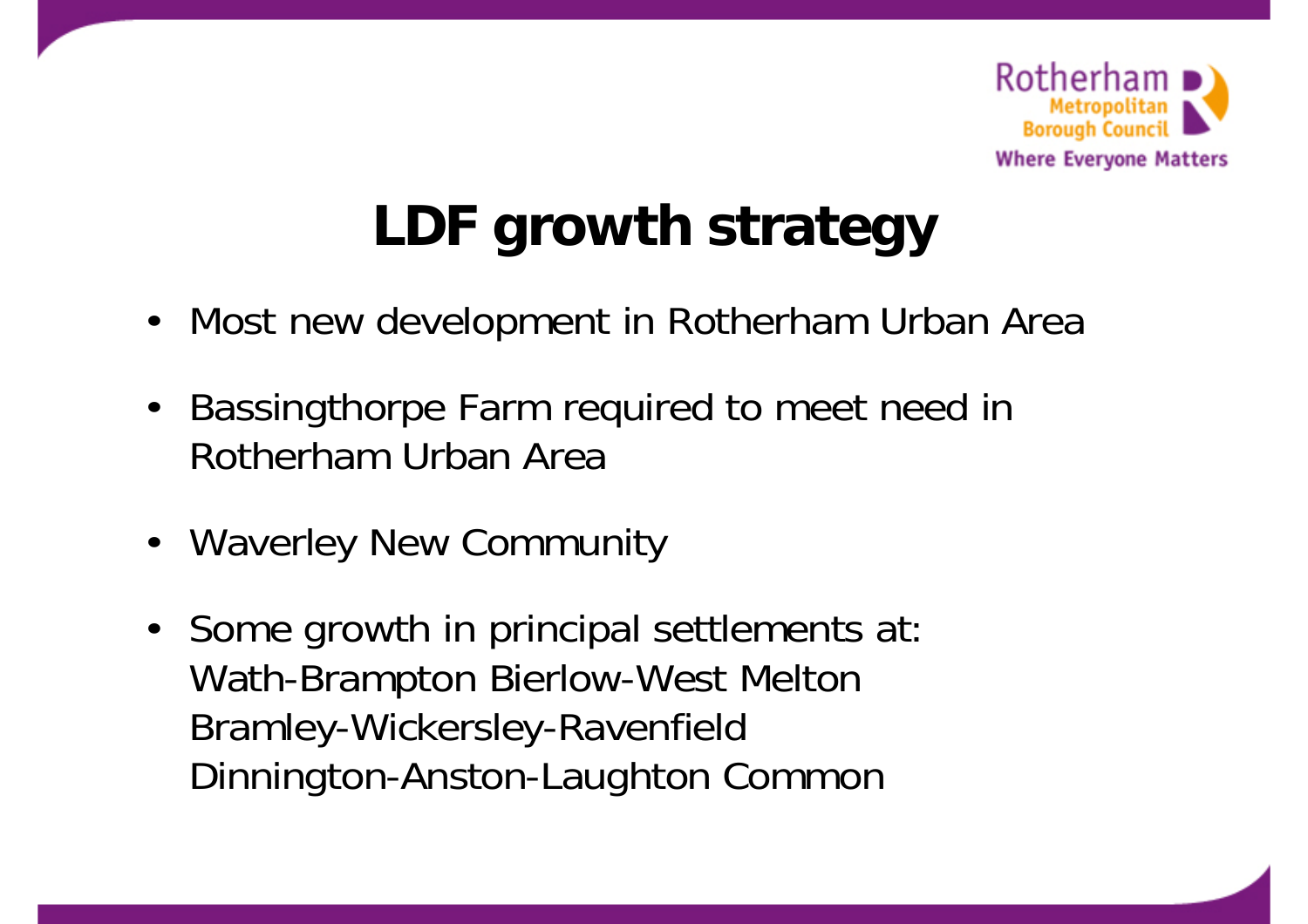# LDF growth strategy

- Most new development in Rotherham Urban Area
- Bassingthorpe Farm required to meet need in Rotherham Urban Area
- Waverley New Community
- Some growth in principal settlements at:
  Wath-Brampton Bierlow-West Melton
  Bramley-Wickersley-Ravenfield
  Dinnington-Anston-Laughton Common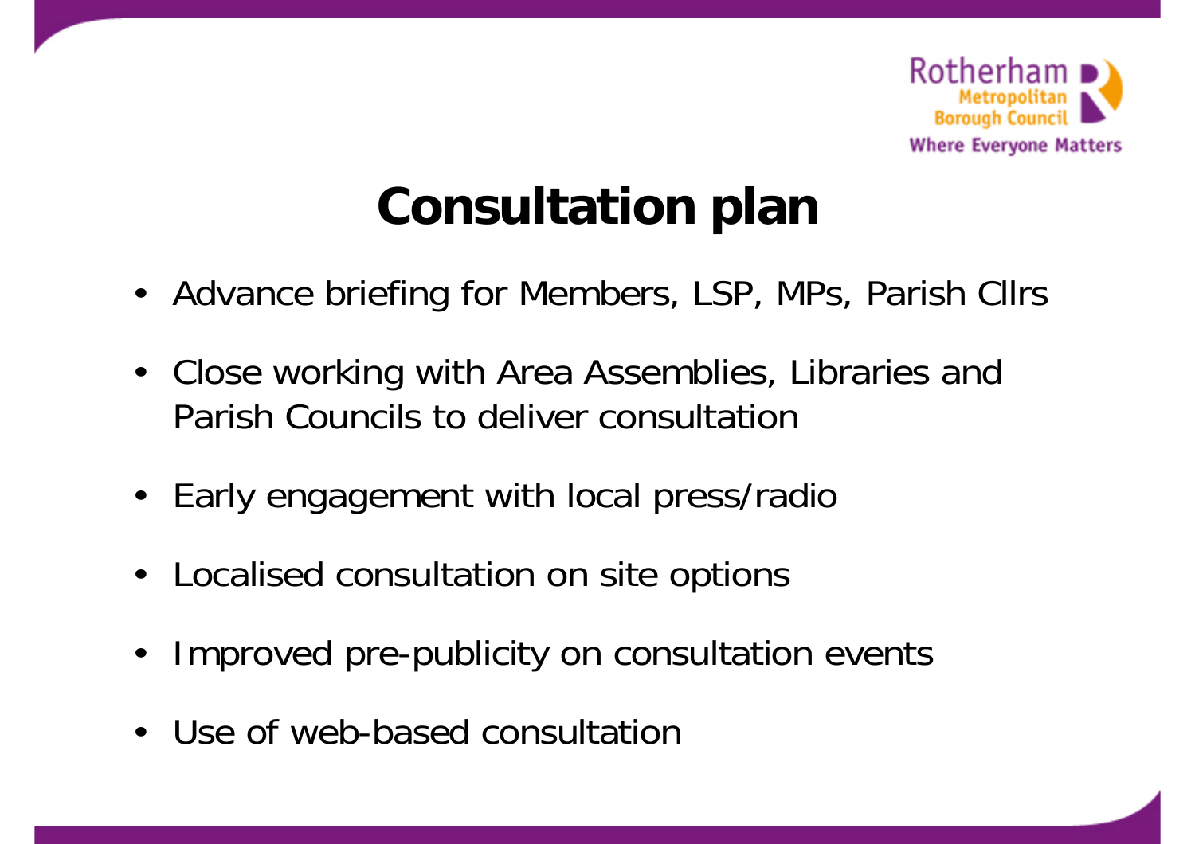# Consultation plan

- Advance briefing for Members, LSP, MPs, Parish Cllrs
- Close working with Area Assemblies, Libraries and Parish Councils to deliver consultation
- Early engagement with local press/radio
- Localised consultation on site options
- Improved pre-publicity on consultation events
- Use of web-based consultation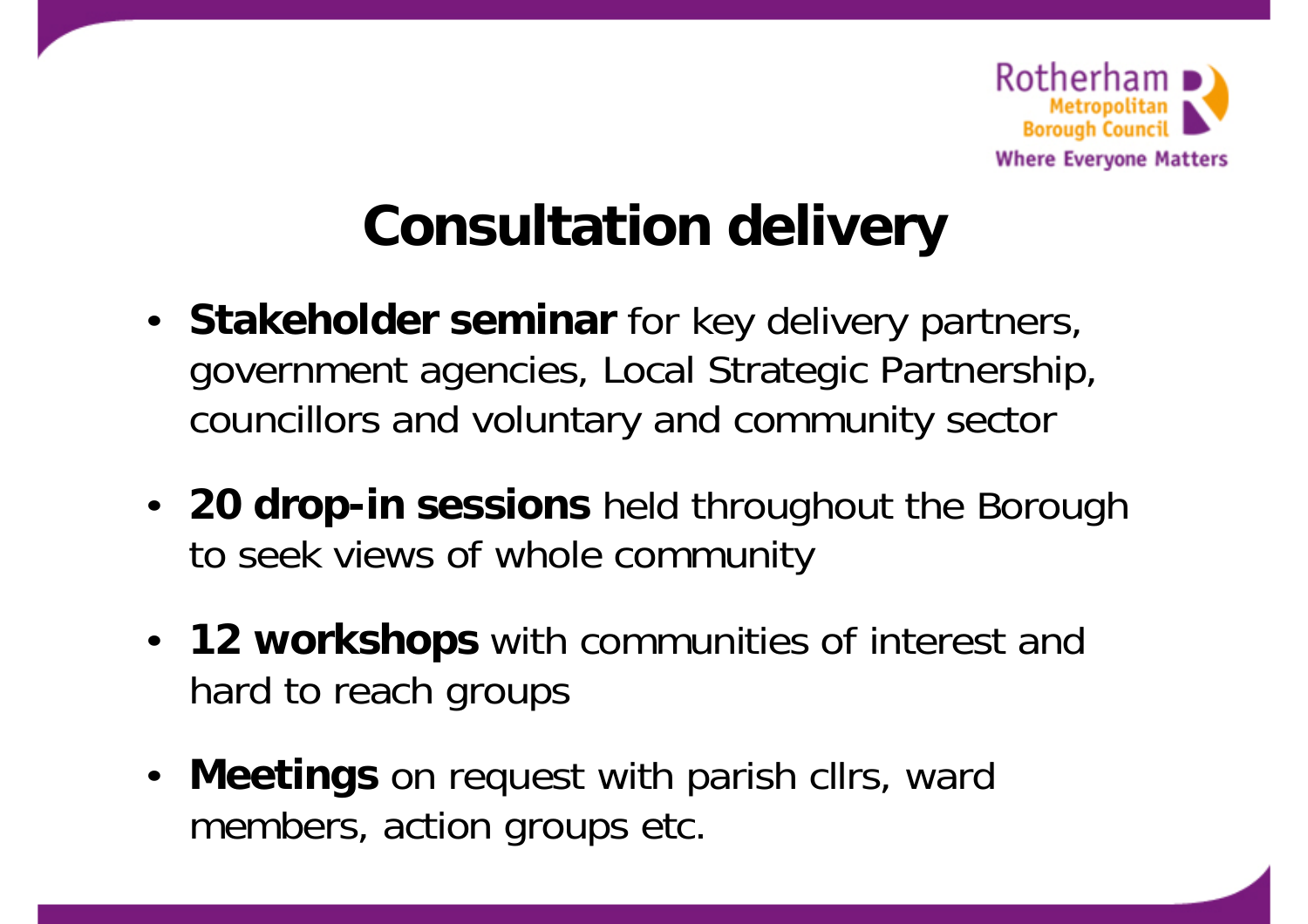# Consultation delivery

- **Stakeholder seminar** for key delivery partners, government agencies, Local Strategic Partnership, councillors and voluntary and community sector
- **20 drop-in sessions** held throughout the Borough to seek views of whole community
- **12 workshops** with communities of interest and hard to reach groups
- **Meetings** on request with parish cllrs, ward members, action groups etc.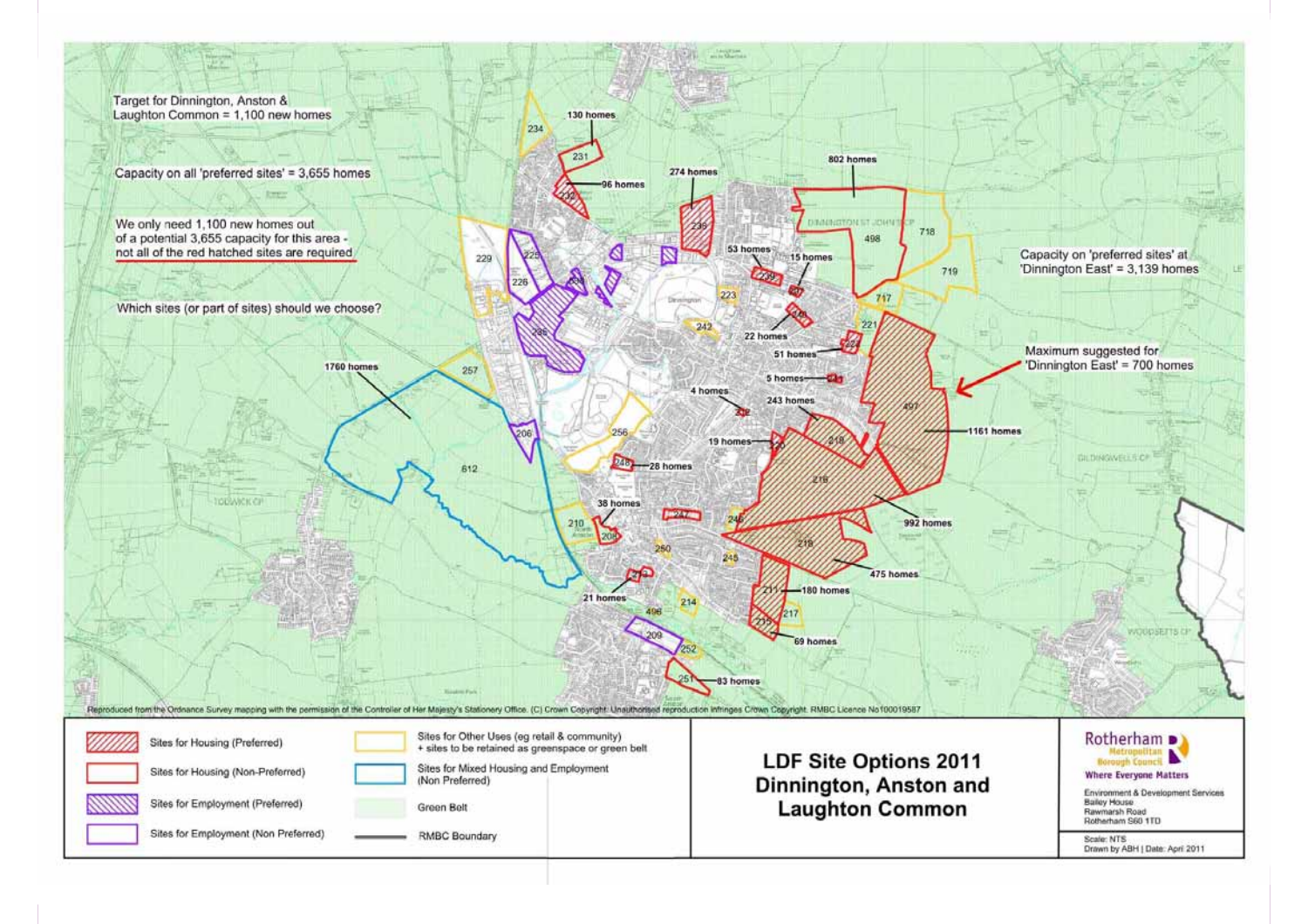Target for Dinnington, Anston & Laughton Common = 1,100 new homes

Capacity on all 'preferred sites' = 3,655 homes

We only need 1,100 new homes out of a potential 3,655 capacity for this area - <u>not all of the red hatched sites are required</u>

Which sites (or part of sites) should we choose?

Capacity on 'preferred sites' at 'Dinnington East' = 3,139 homes

Maximum suggested for 'Dinnington East' = 700 homes

130 homes

96 homes

274 homes

802 homes

53 homes

15 homes

22 homes

51 homes

5 homes

4 homes

243 homes

1161 homes

19 homes

28 homes

1760 homes

38 homes

992 homes

475 homes

180 homes

21 homes

69 homes

83 homes

234 231 232 236 498 718 719 229 225 226 239 223 717 242 221 235 240 224 257 497 222 220 218 256 206 248 216 612 210 247 246 208 219 250 245 211 212 214 496 217 215 209 252 251

Reproduced from the Ordnance Survey mapping with the permission of the Controller of Her Majesty's Stationery Office. (C) Crown Copyright. Unauthorised reproduction infringes Crown Copyright. RMBC Licence No100019587

- Sites for Housing (Preferred)
- Sites for Housing (Non-Preferred)
- Sites for Employment (Preferred)
- Sites for Employment (Non Preferred)
- Sites for Other Uses (eg retail & community) + sites to be retained as greenspace or green belt
- Sites for Mixed Housing and Employment (Non Preferred)
- Green Belt
- RMBC Boundary

# LDF Site Options 2011 Dinnington, Anston and Laughton Common

Rotherham Metropolitan Borough Council

Where Everyone Matters

Environment & Development Services
Bailey House
Rawmarsh Road
Rotherham S60 1TD

Scale: NTS
Drawn by ABH | Date: April 2011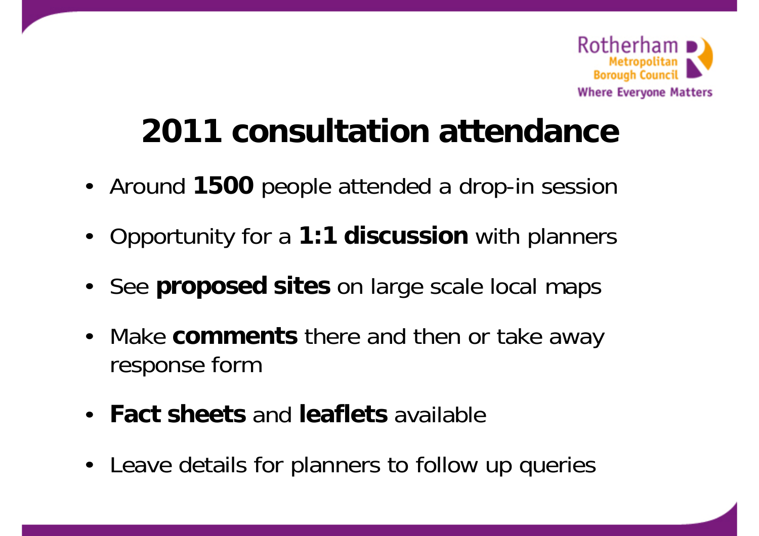# 2011 consultation attendance

- Around **1500** people attended a drop-in session
- Opportunity for a **1:1 discussion** with planners
- See **proposed sites** on large scale local maps
- Make **comments** there and then or take away response form
- **Fact sheets** and **leaflets** available
- Leave details for planners to follow up queries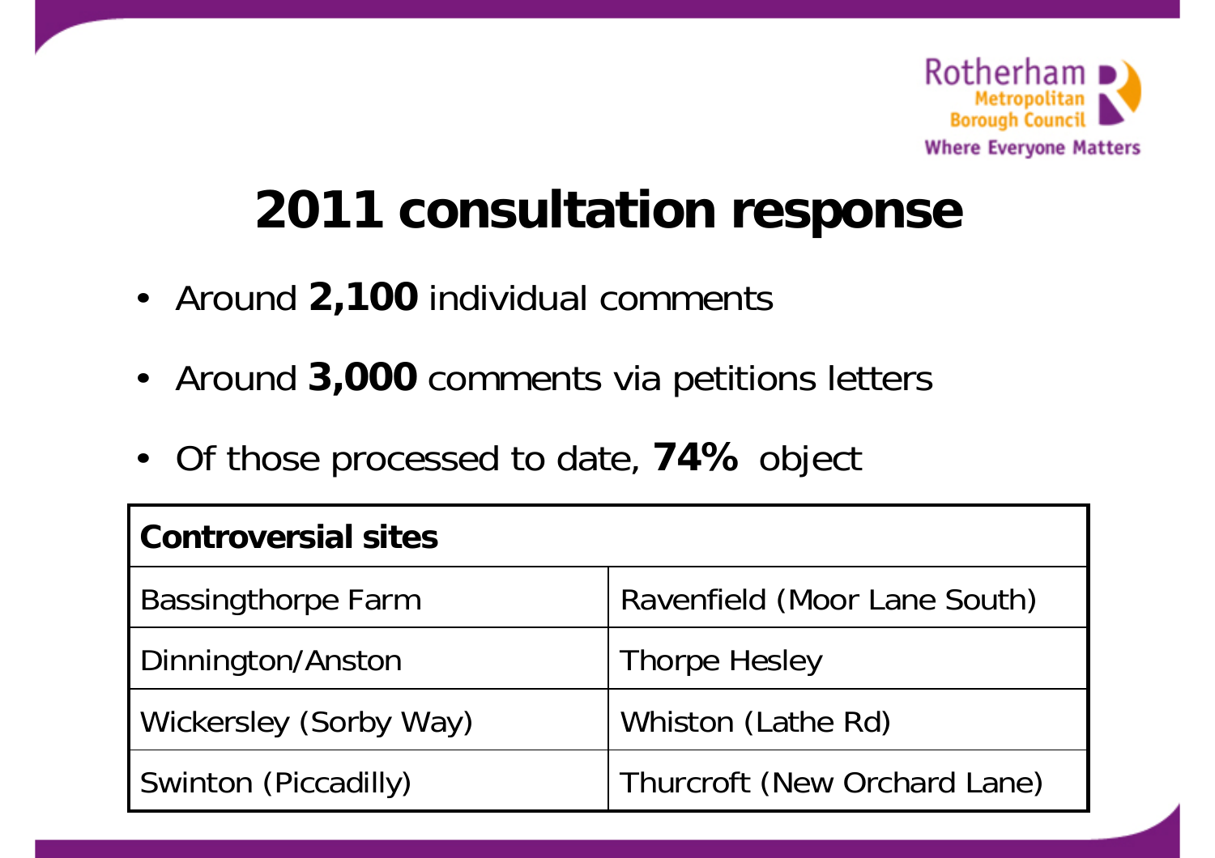# 2011 consultation response

- Around **2,100** individual comments
- Around **3,000** comments via petitions letters
- Of those processed to date, **74%** object

| **Controversial sites** | |
|---|---|
| Bassingthorpe Farm | Ravenfield (Moor Lane South) |
| Dinnington/Anston | Thorpe Hesley |
| Wickersley (Sorby Way) | Whiston (Lathe Rd) |
| Swinton (Piccadilly) | Thurcroft (New Orchard Lane) |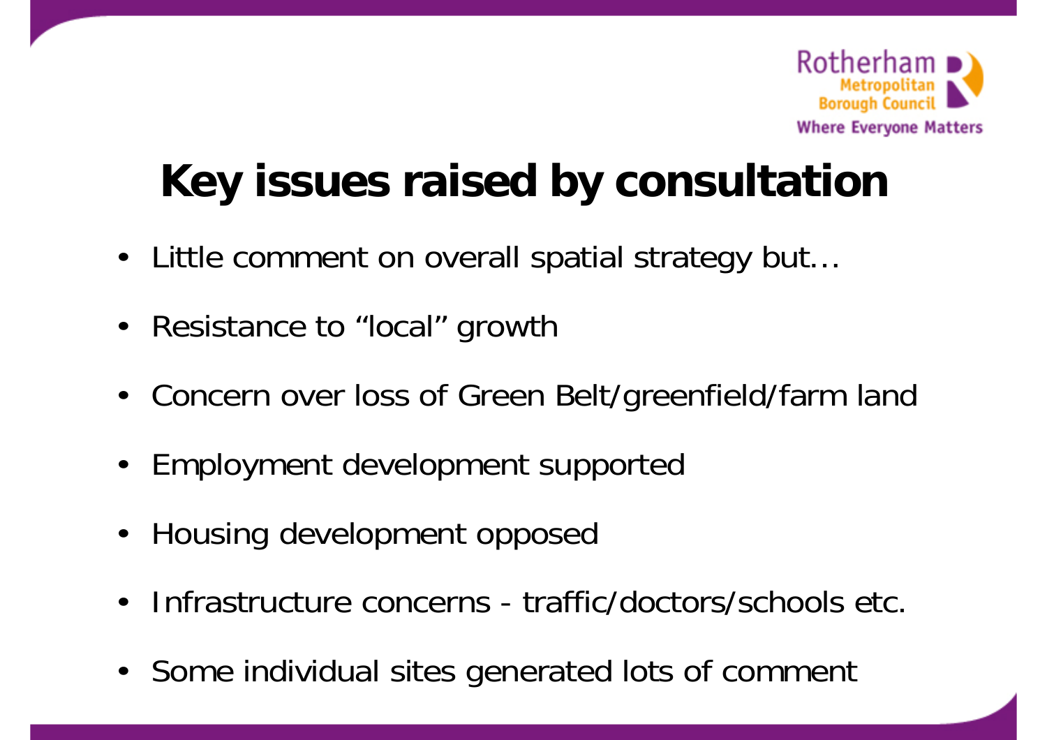# Key issues raised by consultation

- Little comment on overall spatial strategy but…
- Resistance to "local" growth
- Concern over loss of Green Belt/greenfield/farm land
- Employment development supported
- Housing development opposed
- Infrastructure concerns - traffic/doctors/schools etc.
- Some individual sites generated lots of comment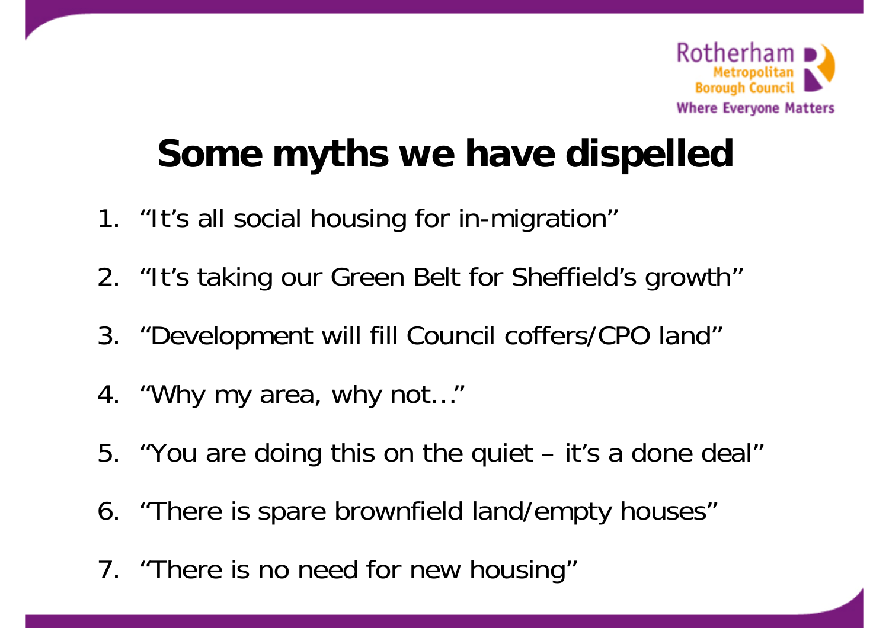# Some myths we have dispelled

1. "It's all social housing for in-migration"
2. "It's taking our Green Belt for Sheffield's growth"
3. "Development will fill Council coffers/CPO land"
4. "Why my area, why not…"
5. "You are doing this on the quiet – it's a done deal"
6. "There is spare brownfield land/empty houses"
7. "There is no need for new housing"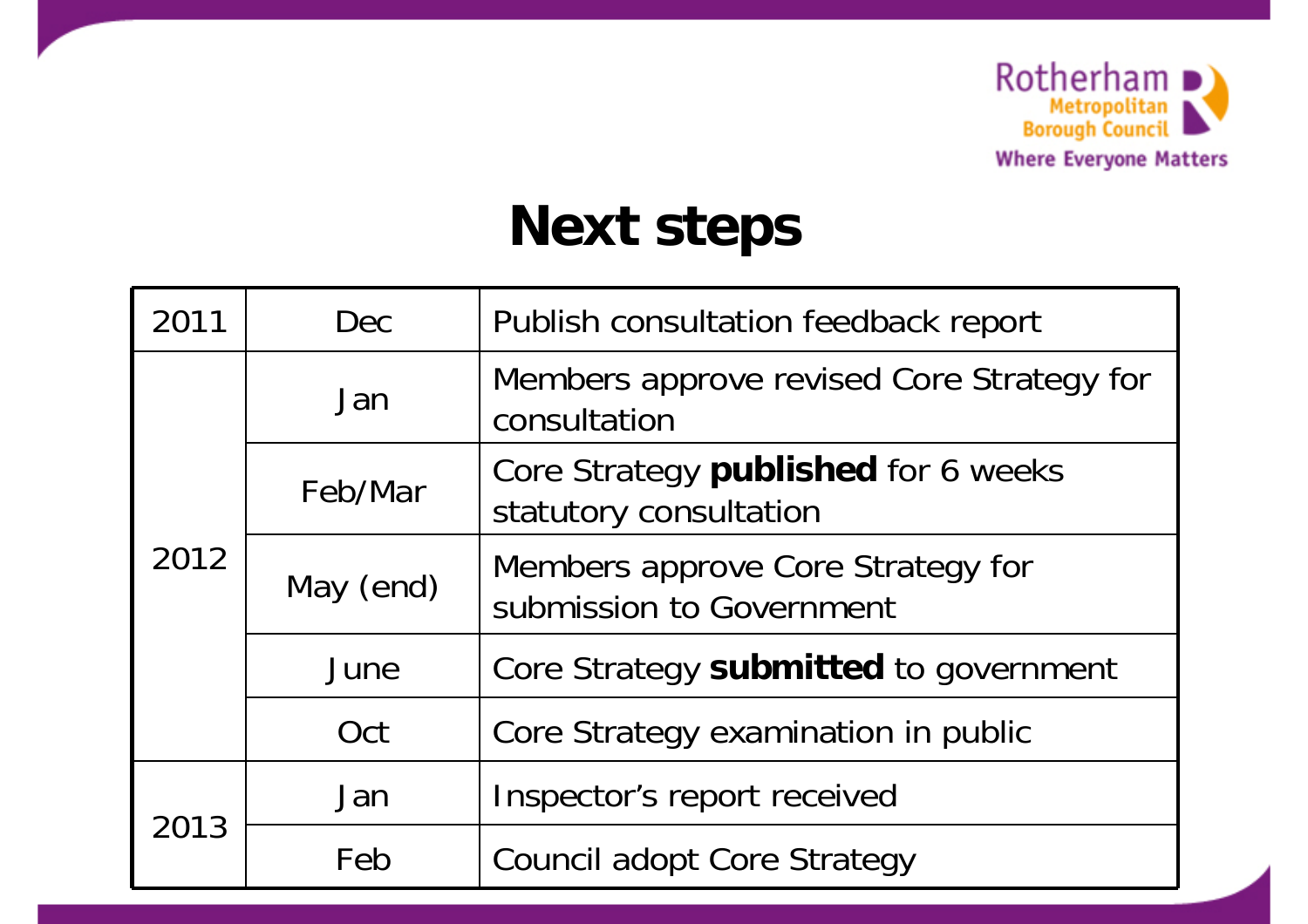Rotherham Metropolitan Borough Council
Where Everyone Matters

# Next steps

| | | |
|---|---|---|
| 2011 | Dec | Publish consultation feedback report |
| 2012 | Jan | Members approve revised Core Strategy for consultation |
| | Feb/Mar | Core Strategy **published** for 6 weeks statutory consultation |
| | May (end) | Members approve Core Strategy for submission to Government |
| | June | Core Strategy **submitted** to government |
| | Oct | Core Strategy examination in public |
| 2013 | Jan | Inspector's report received |
| | Feb | Council adopt Core Strategy |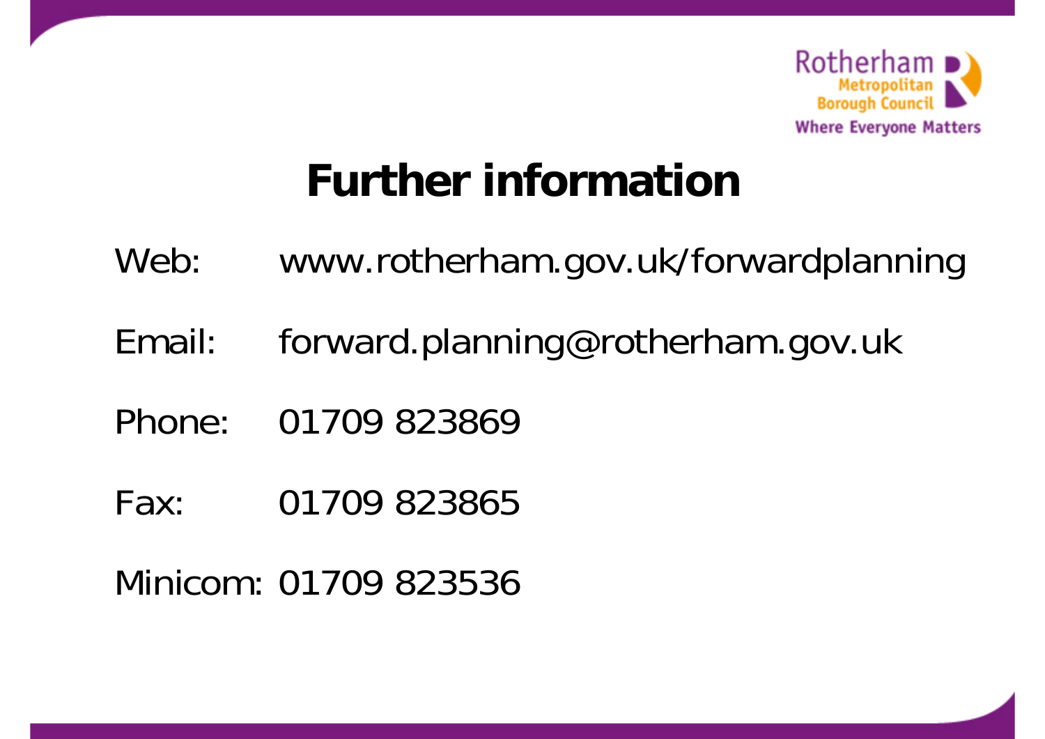Rotherham Metropolitan Borough Council
Where Everyone Matters

# Further information

Web: www.rotherham.gov.uk/forwardplanning

Email: forward.planning@rotherham.gov.uk

Phone: 01709 823869

Fax: 01709 823865

Minicom: 01709 823536